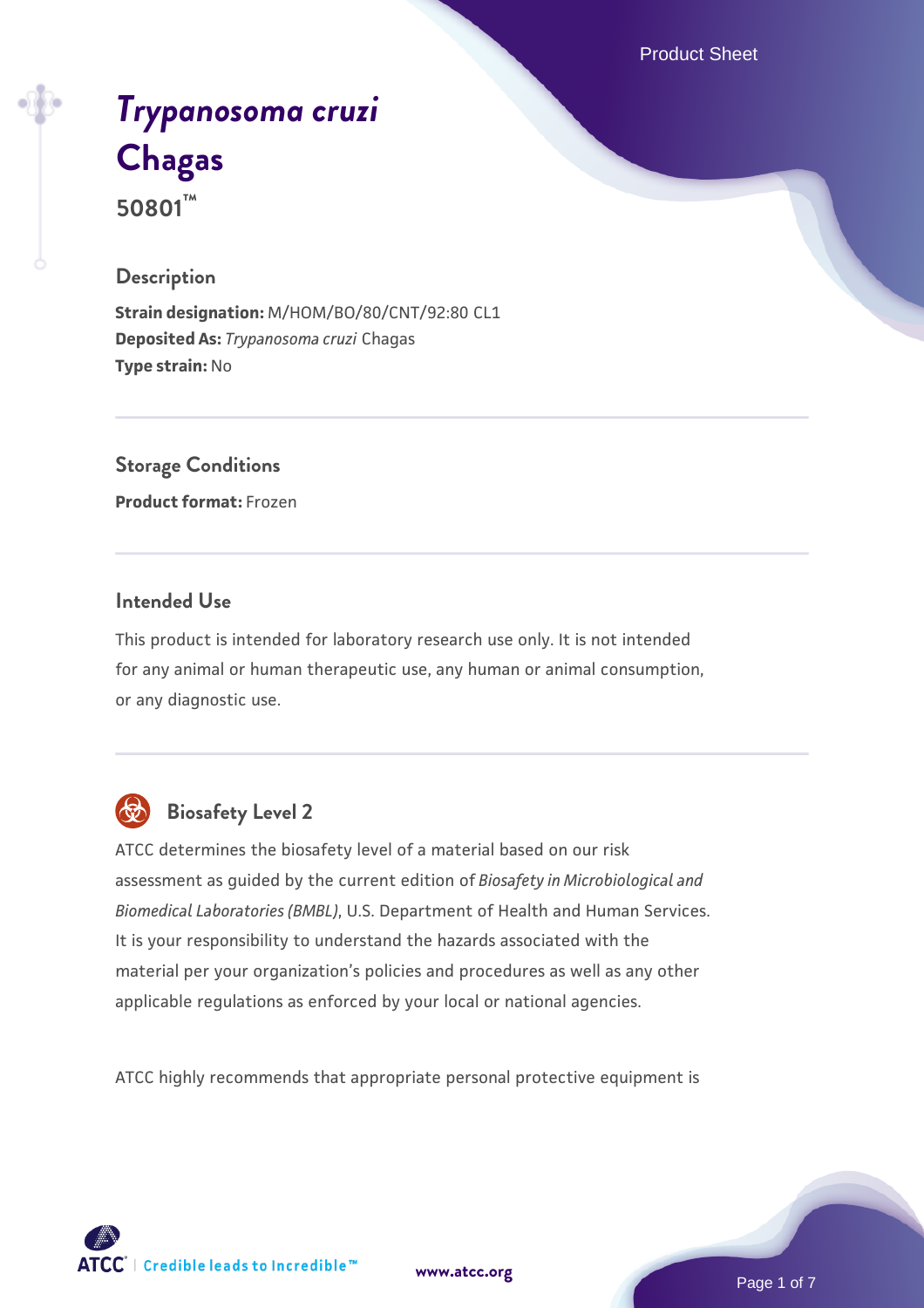# *Trypanosoma cruzi* Chagas

**50801™**

## Description

**Strain designation:** M/HOM/BO/80/CNT/92:80 CL1
**Deposited As:** *Trypanosoma cruzi* Chagas
**Type strain:** No

## Storage Conditions

**Product format:** Frozen

## Intended Use

This product is intended for laboratory research use only. It is not intended for any animal or human therapeutic use, any human or animal consumption, or any diagnostic use.

## Biosafety Level 2

ATCC determines the biosafety level of a material based on our risk assessment as guided by the current edition of *Biosafety in Microbiological and Biomedical Laboratories (BMBL)*, U.S. Department of Health and Human Services. It is your responsibility to understand the hazards associated with the material per your organization's policies and procedures as well as any other applicable regulations as enforced by your local or national agencies.

ATCC highly recommends that appropriate personal protective equipment is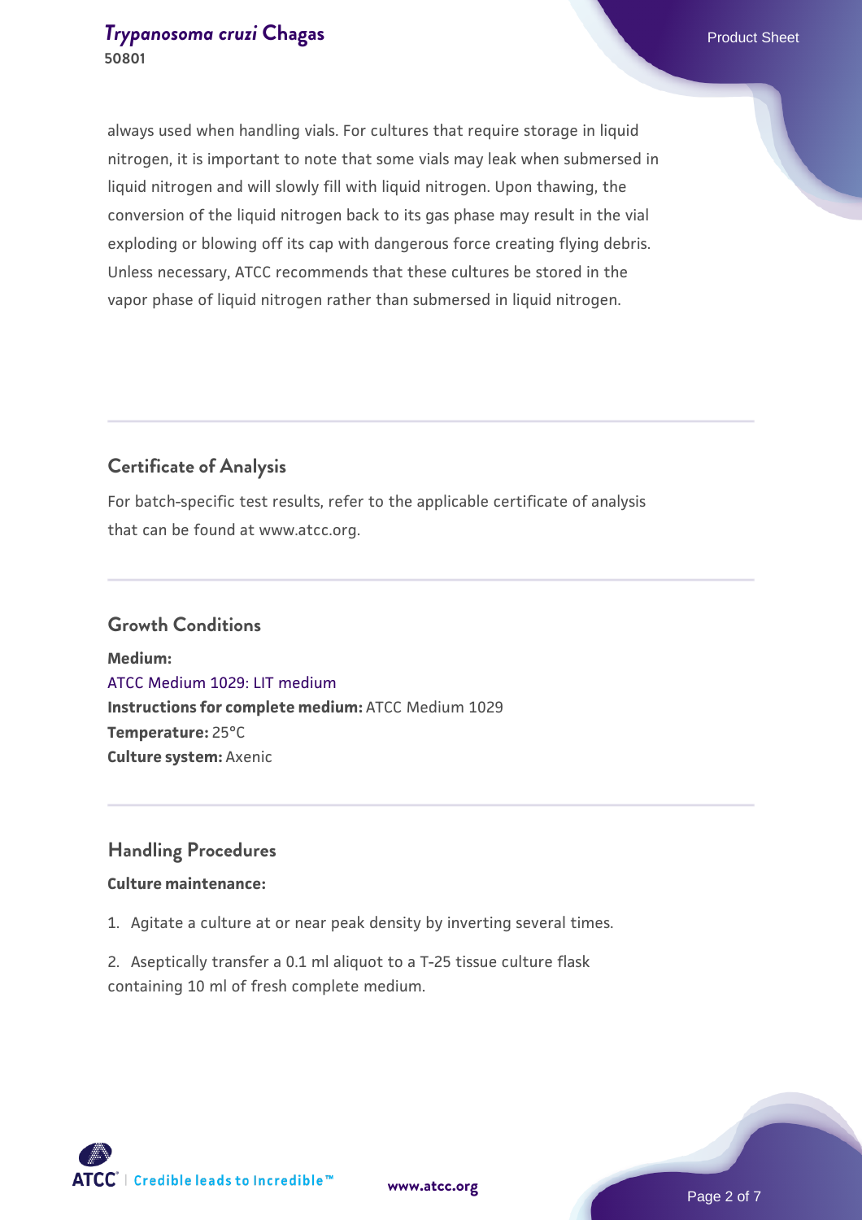always used when handling vials. For cultures that require storage in liquid nitrogen, it is important to note that some vials may leak when submersed in liquid nitrogen and will slowly fill with liquid nitrogen. Upon thawing, the conversion of the liquid nitrogen back to its gas phase may result in the vial exploding or blowing off its cap with dangerous force creating flying debris. Unless necessary, ATCC recommends that these cultures be stored in the vapor phase of liquid nitrogen rather than submersed in liquid nitrogen.

## Certificate of Analysis

For batch-specific test results, refer to the applicable certificate of analysis that can be found at www.atcc.org.

## Growth Conditions

**Medium:**
ATCC Medium 1029: LIT medium
**Instructions for complete medium:** ATCC Medium 1029
**Temperature:** 25°C
**Culture system:** Axenic

## Handling Procedures

**Culture maintenance:**

1. Agitate a culture at or near peak density by inverting several times.

2. Aseptically transfer a 0.1 ml aliquot to a T-25 tissue culture flask containing 10 ml of fresh complete medium.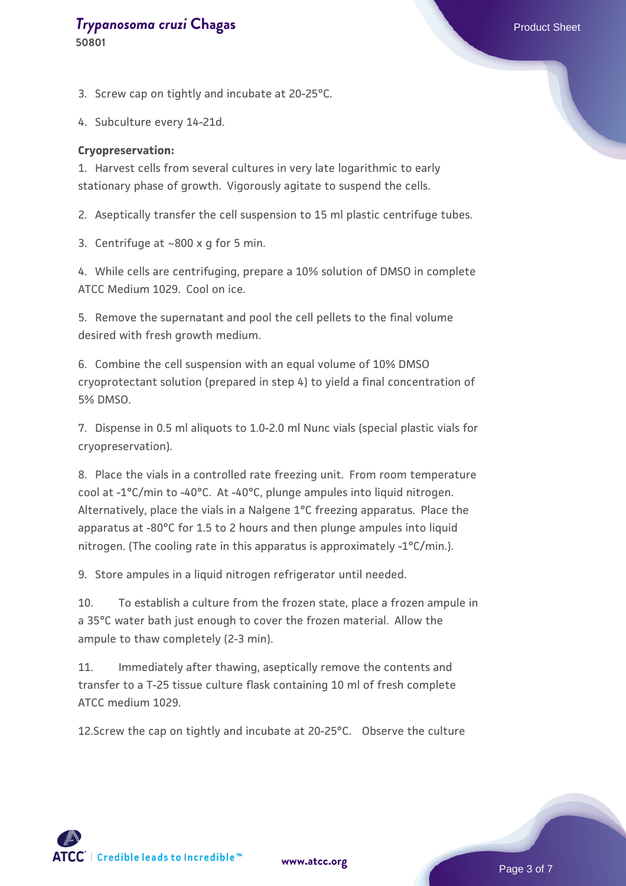3. Screw cap on tightly and incubate at 20-25°C.

4. Subculture every 14-21d.

**Cryopreservation:**

1. Harvest cells from several cultures in very late logarithmic to early stationary phase of growth. Vigorously agitate to suspend the cells.

2. Aseptically transfer the cell suspension to 15 ml plastic centrifuge tubes.

3. Centrifuge at ~800 x g for 5 min.

4. While cells are centrifuging, prepare a 10% solution of DMSO in complete ATCC Medium 1029. Cool on ice.

5. Remove the supernatant and pool the cell pellets to the final volume desired with fresh growth medium.

6. Combine the cell suspension with an equal volume of 10% DMSO cryoprotectant solution (prepared in step 4) to yield a final concentration of 5% DMSO.

7. Dispense in 0.5 ml aliquots to 1.0-2.0 ml Nunc vials (special plastic vials for cryopreservation).

8. Place the vials in a controlled rate freezing unit. From room temperature cool at -1°C/min to -40°C. At -40°C, plunge ampules into liquid nitrogen. Alternatively, place the vials in a Nalgene 1°C freezing apparatus. Place the apparatus at -80°C for 1.5 to 2 hours and then plunge ampules into liquid nitrogen. (The cooling rate in this apparatus is approximately -1°C/min.).

9. Store ampules in a liquid nitrogen refrigerator until needed.

10. To establish a culture from the frozen state, place a frozen ampule in a 35°C water bath just enough to cover the frozen material. Allow the ampule to thaw completely (2-3 min).

11. Immediately after thawing, aseptically remove the contents and transfer to a T-25 tissue culture flask containing 10 ml of fresh complete ATCC medium 1029.

12. Screw the cap on tightly and incubate at 20-25°C. Observe the culture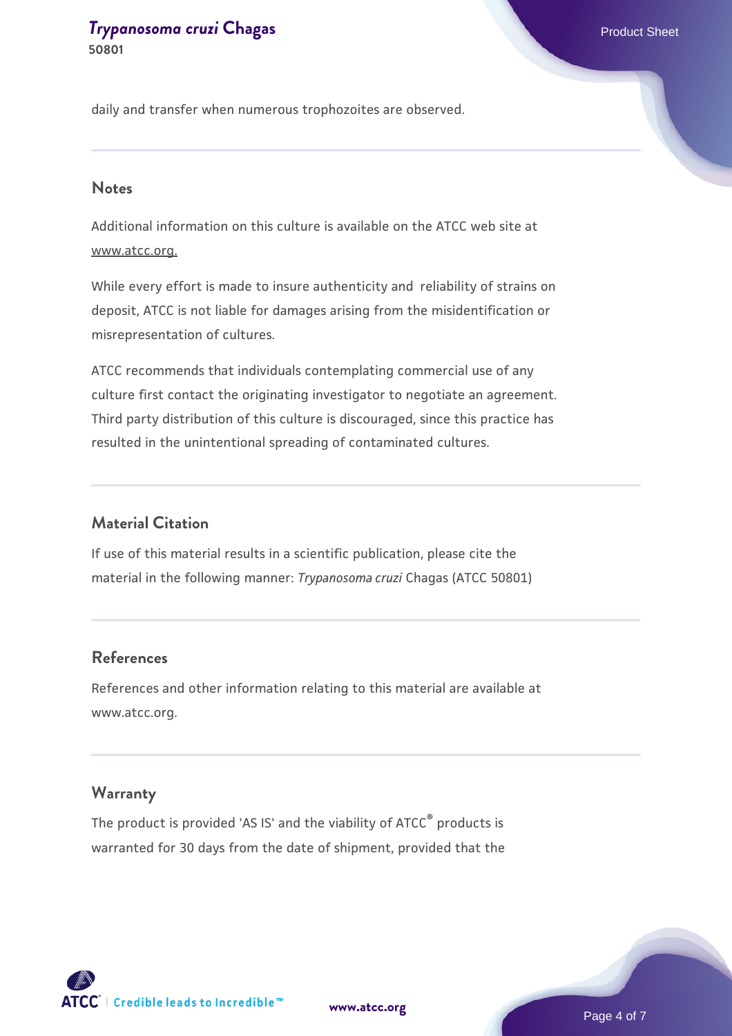daily and transfer when numerous trophozoites are observed.

## Notes

Additional information on this culture is available on the ATCC web site at www.atcc.org.

While every effort is made to insure authenticity and reliability of strains on deposit, ATCC is not liable for damages arising from the misidentification or misrepresentation of cultures.

ATCC recommends that individuals contemplating commercial use of any culture first contact the originating investigator to negotiate an agreement. Third party distribution of this culture is discouraged, since this practice has resulted in the unintentional spreading of contaminated cultures.

## Material Citation

If use of this material results in a scientific publication, please cite the material in the following manner: *Trypanosoma cruzi* Chagas (ATCC 50801)

## References

References and other information relating to this material are available at www.atcc.org.

## Warranty

The product is provided 'AS IS' and the viability of ATCC® products is warranted for 30 days from the date of shipment, provided that the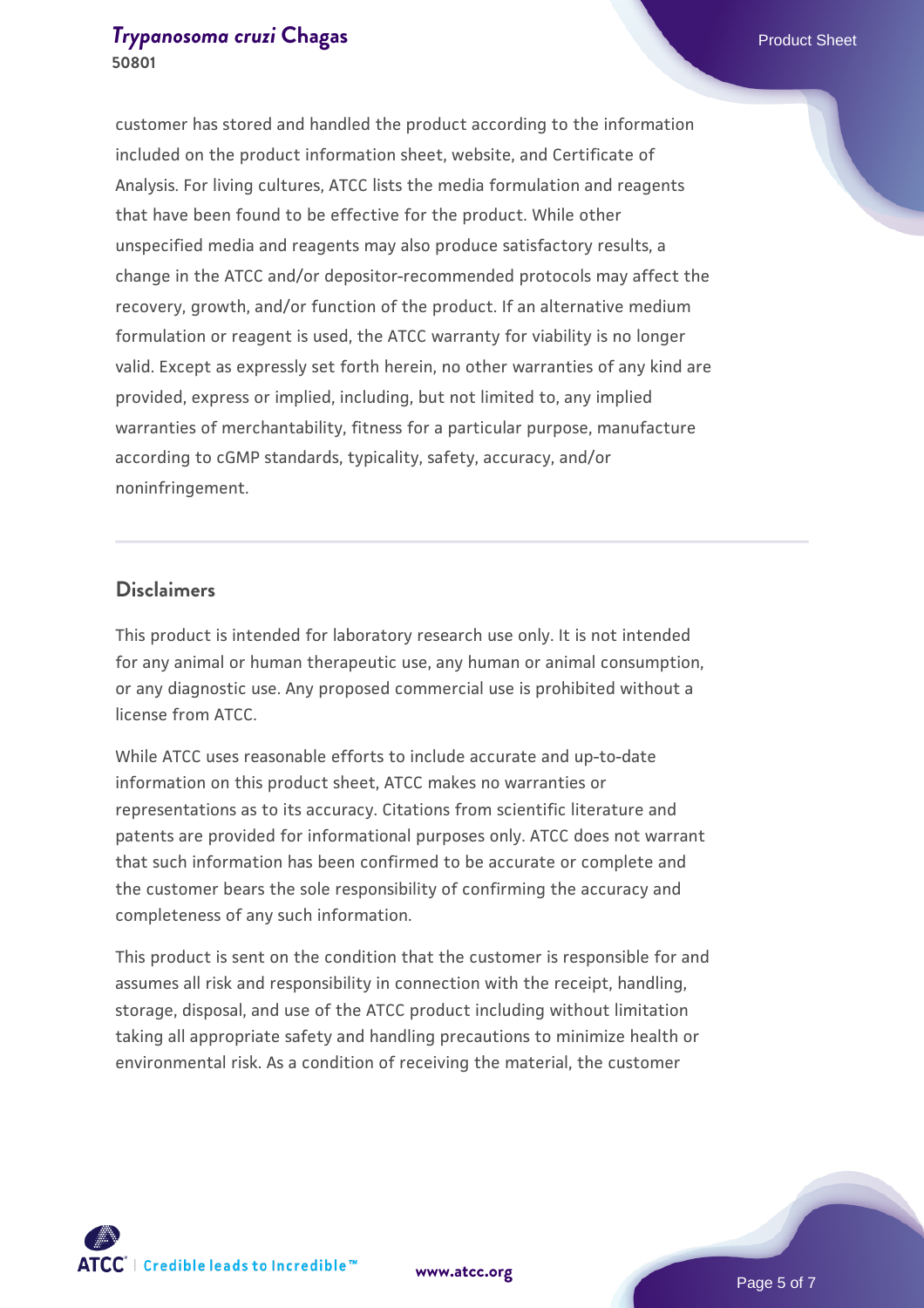customer has stored and handled the product according to the information included on the product information sheet, website, and Certificate of Analysis. For living cultures, ATCC lists the media formulation and reagents that have been found to be effective for the product. While other unspecified media and reagents may also produce satisfactory results, a change in the ATCC and/or depositor-recommended protocols may affect the recovery, growth, and/or function of the product. If an alternative medium formulation or reagent is used, the ATCC warranty for viability is no longer valid. Except as expressly set forth herein, no other warranties of any kind are provided, express or implied, including, but not limited to, any implied warranties of merchantability, fitness for a particular purpose, manufacture according to cGMP standards, typicality, safety, accuracy, and/or noninfringement.

## Disclaimers

This product is intended for laboratory research use only. It is not intended for any animal or human therapeutic use, any human or animal consumption, or any diagnostic use. Any proposed commercial use is prohibited without a license from ATCC.

While ATCC uses reasonable efforts to include accurate and up-to-date information on this product sheet, ATCC makes no warranties or representations as to its accuracy. Citations from scientific literature and patents are provided for informational purposes only. ATCC does not warrant that such information has been confirmed to be accurate or complete and the customer bears the sole responsibility of confirming the accuracy and completeness of any such information.

This product is sent on the condition that the customer is responsible for and assumes all risk and responsibility in connection with the receipt, handling, storage, disposal, and use of the ATCC product including without limitation taking all appropriate safety and handling precautions to minimize health or environmental risk. As a condition of receiving the material, the customer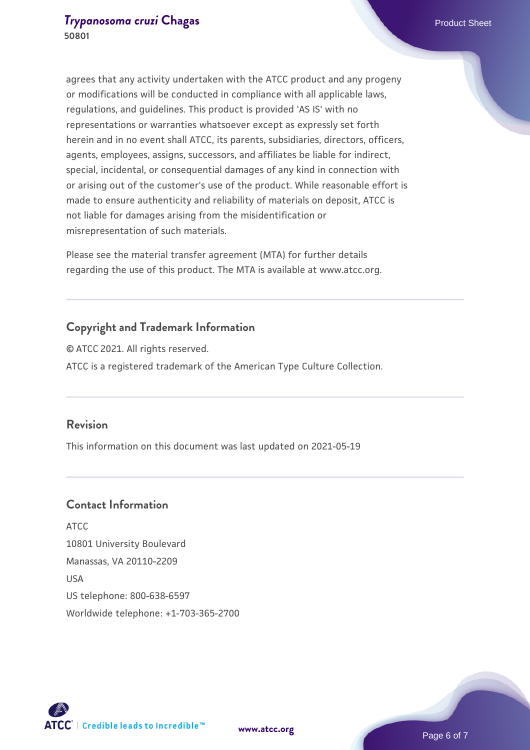agrees that any activity undertaken with the ATCC product and any progeny or modifications will be conducted in compliance with all applicable laws, regulations, and guidelines. This product is provided 'AS IS' with no representations or warranties whatsoever except as expressly set forth herein and in no event shall ATCC, its parents, subsidiaries, directors, officers, agents, employees, assigns, successors, and affiliates be liable for indirect, special, incidental, or consequential damages of any kind in connection with or arising out of the customer's use of the product. While reasonable effort is made to ensure authenticity and reliability of materials on deposit, ATCC is not liable for damages arising from the misidentification or misrepresentation of such materials.

Please see the material transfer agreement (MTA) for further details regarding the use of this product. The MTA is available at www.atcc.org.

## Copyright and Trademark Information

© ATCC 2021. All rights reserved.

ATCC is a registered trademark of the American Type Culture Collection.

## Revision

This information on this document was last updated on 2021-05-19

## Contact Information

ATCC
10801 University Boulevard
Manassas, VA 20110-2209
USA
US telephone: 800-638-6597
Worldwide telephone: +1-703-365-2700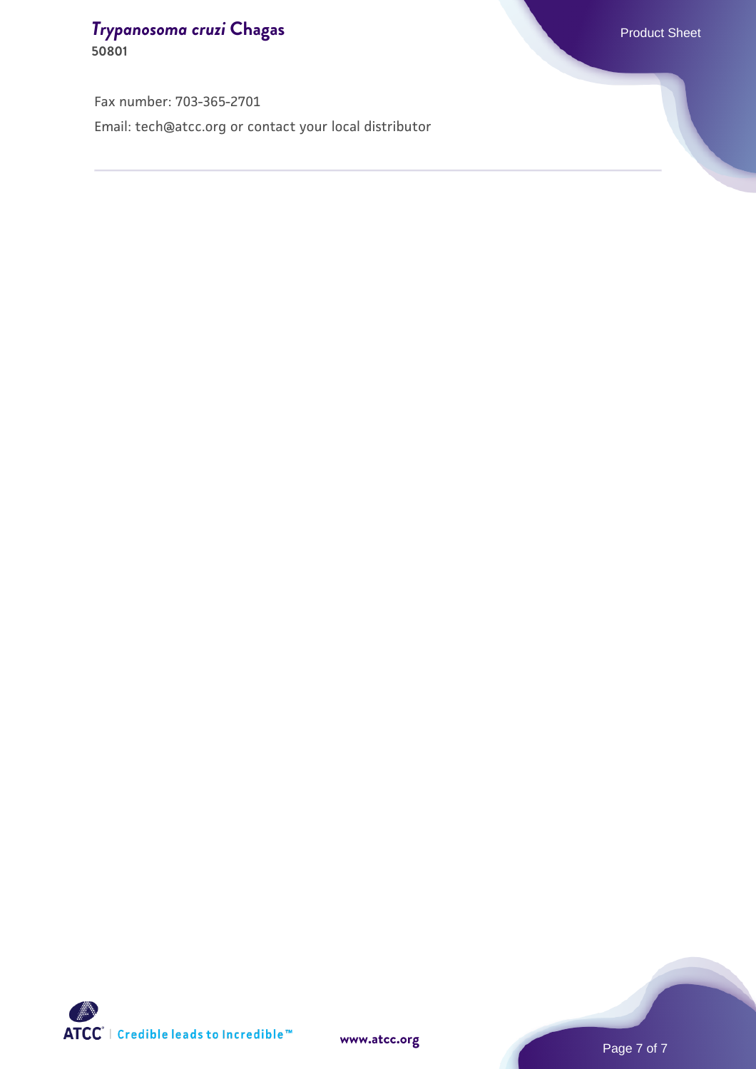Fax number: 703-365-2701

Email: tech@atcc.org or contact your local distributor